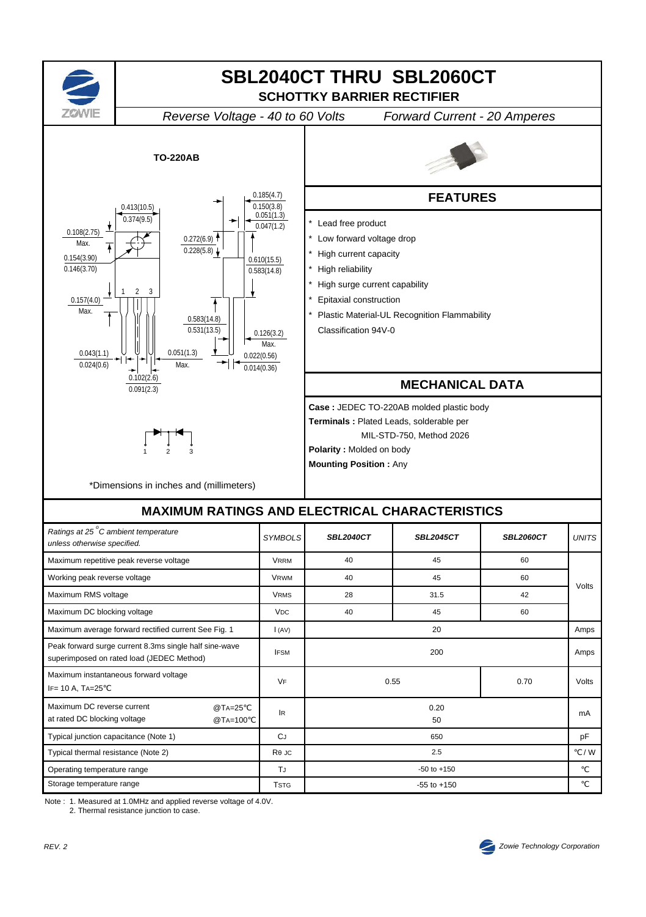# SBL2040CT THRU SBL2060CT

## SCHOTTKY BARRIER RECTIFIER

*Reverse Voltage - 40 to 60 Volts* *Forward Current - 20 Amperes*

**TO-220AB**

*Dimensions in inches and (millimeters)

## FEATURES

- Lead free product
- Low forward voltage drop
- High current capacity
- High reliability
- High surge current capability
- Epitaxial construction
- Plastic Material-UL Recognition Flammability Classification 94V-0

## MECHANICAL DATA

**Case :** JEDEC TO-220AB molded plastic body
**Terminals :** Plated Leads, solderable per MIL-STD-750, Method 2026
**Polarity :** Molded on body
**Mounting Position :** Any

## MAXIMUM RATINGS AND ELECTRICAL CHARACTERISTICS

| *Ratings at 25 °C ambient temperature unless otherwise specified.* | *SYMBOLS* | *SBL2040CT* | *SBL2045CT* | *SBL2060CT* | *UNITS* |
|---|---|---|---|---|---|
| Maximum repetitive peak reverse voltage | $V_{RRM}$ | 40 | 45 | 60 | Volts |
| Working peak reverse voltage | $V_{RWM}$ | 40 | 45 | 60 | Volts |
| Maximum RMS voltage | $V_{RMS}$ | 28 | 31.5 | 42 | Volts |
| Maximum DC blocking voltage | $V_{DC}$ | 40 | 45 | 60 | Volts |
| Maximum average forward rectified current See Fig. 1 | $I_{(AV)}$ | 20 | | | Amps |
| Peak forward surge current 8.3ms single half sine-wave superimposed on rated load (JEDEC Method) | $I_{FSM}$ | 200 | | | Amps |
| Maximum instantaneous forward voltage $I_F$= 10 A, $T_A$=25℃ | $V_F$ | 0.55 | 0.55 | 0.70 | Volts |
| Maximum DC reverse current at rated DC blocking voltage @$T_A$=25℃ | $I_R$ | 0.20 | | | mA |
| Maximum DC reverse current at rated DC blocking voltage @$T_A$=100℃ | $I_R$ | 50 | | | mA |
| Typical junction capacitance (Note 1) | $C_J$ | 650 | | | pF |
| Typical thermal resistance (Note 2) | $R_{\theta JC}$ | 2.5 | | | ℃/W |
| Operating temperature range | $T_J$ | -50 to +150 | | | ℃ |
| Storage temperature range | $T_{STG}$ | -55 to +150 | | | ℃ |

Note : 1. Measured at 1.0MHz and applied reverse voltage of 4.0V.
2. Thermal resistance junction to case.

REV. 2

Zowie Technology Corporation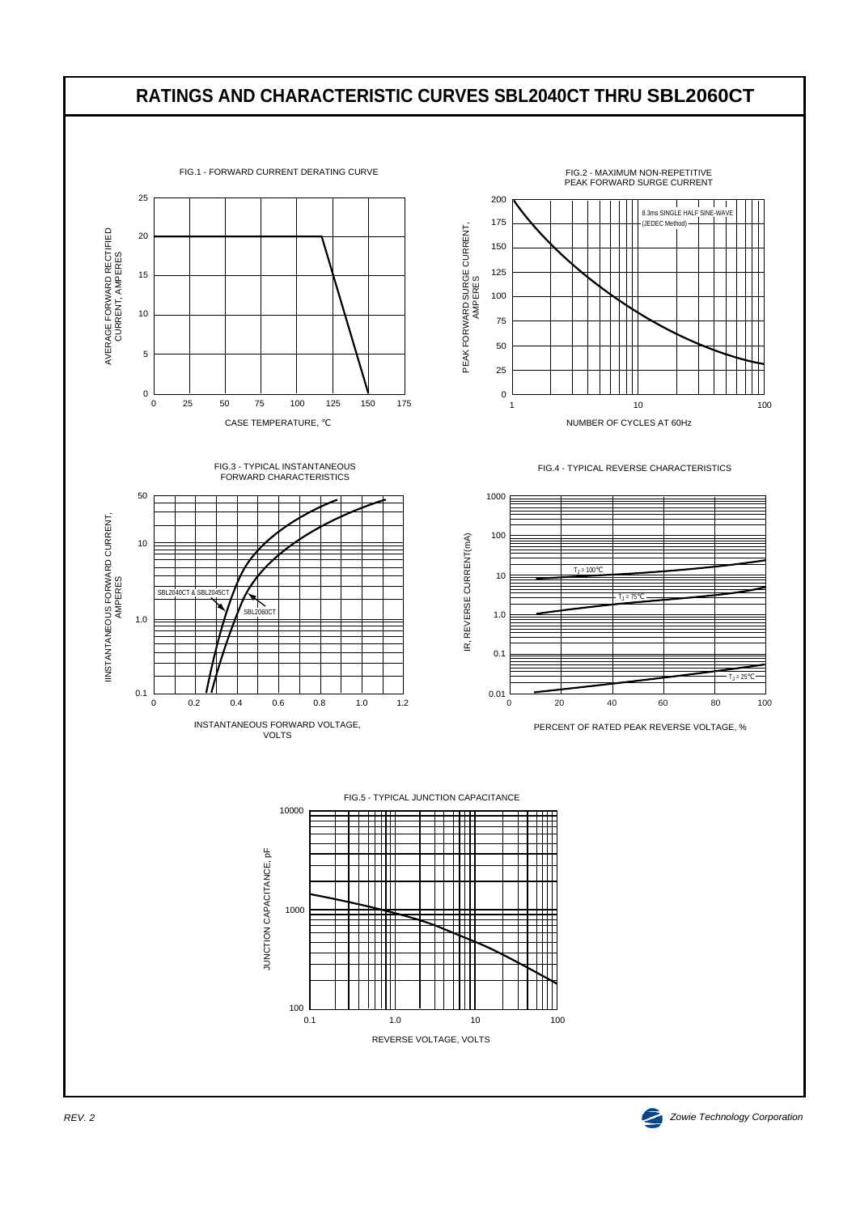# RATINGS AND CHARACTERISTIC CURVES SBL2040CT THRU SBL2060CT

FIG.1 - FORWARD CURRENT DERATING CURVE

AVERAGE FORWARD RECTIFIED CURRENT, AMPERES

25
20
15
10
5
0

0 25 50 75 100 125 150 175

CASE TEMPERATURE, ℃

FIG.2 - MAXIMUM NON-REPETITIVE PEAK FORWARD SURGE CURRENT

PEAK FORWARD SURGE CURRENT, AMPERES

8.3ms SINGLE HALF SINE-WAVE (JEDEC Method)

200
175
150
125
100
75
50
25
0

1 10 100

NUMBER OF CYCLES AT 60Hz

FIG.3 - TYPICAL INSTANTANEOUS FORWARD CHARACTERISTICS

INSTANTANEOUS FORWARD CURRENT, AMPERES

SBL2040CT & SBL2045CT

SBL2060CT

50
10
1.0
0.1

0 0.2 0.4 0.6 0.8 1.0 1.2

INSTANTANEOUS FORWARD VOLTAGE, VOLTS

FIG.4 - TYPICAL REVERSE CHARACTERISTICS

IR, REVERSE CURRENT(mA)

$T_J = 100℃$

$T_J = 75℃$

$T_J = 25℃$

1000
100
10
1.0
0.1
0.01

0 20 40 60 80 100

PERCENT OF RATED PEAK REVERSE VOLTAGE, %

FIG.5 - TYPICAL JUNCTION CAPACITANCE

JUNCTION CAPACITANCE, pF

10000
1000
100

0.1 1.0 10 100

REVERSE VOLTAGE, VOLTS

*REV. 2*

*Zowie Technology Corporation*